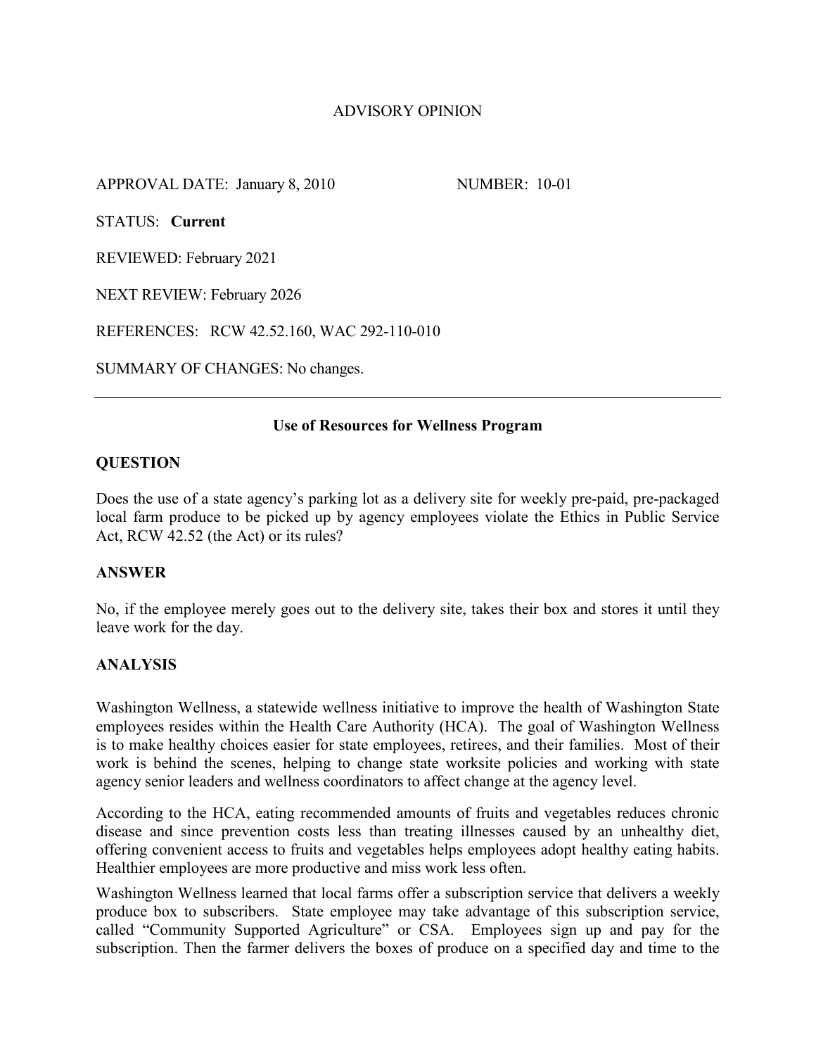# ADVISORY OPINION

APPROVAL DATE: January 8, 2010 NUMBER: 10-01

STATUS: **Current**

REVIEWED: February 2021

NEXT REVIEW: February 2026

REFERENCES: RCW 42.52.160, WAC 292-110-010

SUMMARY OF CHANGES: No changes.

---

## Use of Resources for Wellness Program

### QUESTION

Does the use of a state agency's parking lot as a delivery site for weekly pre-paid, pre-packaged local farm produce to be picked up by agency employees violate the Ethics in Public Service Act, RCW 42.52 (the Act) or its rules?

### ANSWER

No, if the employee merely goes out to the delivery site, takes their box and stores it until they leave work for the day.

### ANALYSIS

Washington Wellness, a statewide wellness initiative to improve the health of Washington State employees resides within the Health Care Authority (HCA). The goal of Washington Wellness is to make healthy choices easier for state employees, retirees, and their families. Most of their work is behind the scenes, helping to change state worksite policies and working with state agency senior leaders and wellness coordinators to affect change at the agency level.

According to the HCA, eating recommended amounts of fruits and vegetables reduces chronic disease and since prevention costs less than treating illnesses caused by an unhealthy diet, offering convenient access to fruits and vegetables helps employees adopt healthy eating habits. Healthier employees are more productive and miss work less often.

Washington Wellness learned that local farms offer a subscription service that delivers a weekly produce box to subscribers. State employee may take advantage of this subscription service, called "Community Supported Agriculture" or CSA. Employees sign up and pay for the subscription. Then the farmer delivers the boxes of produce on a specified day and time to the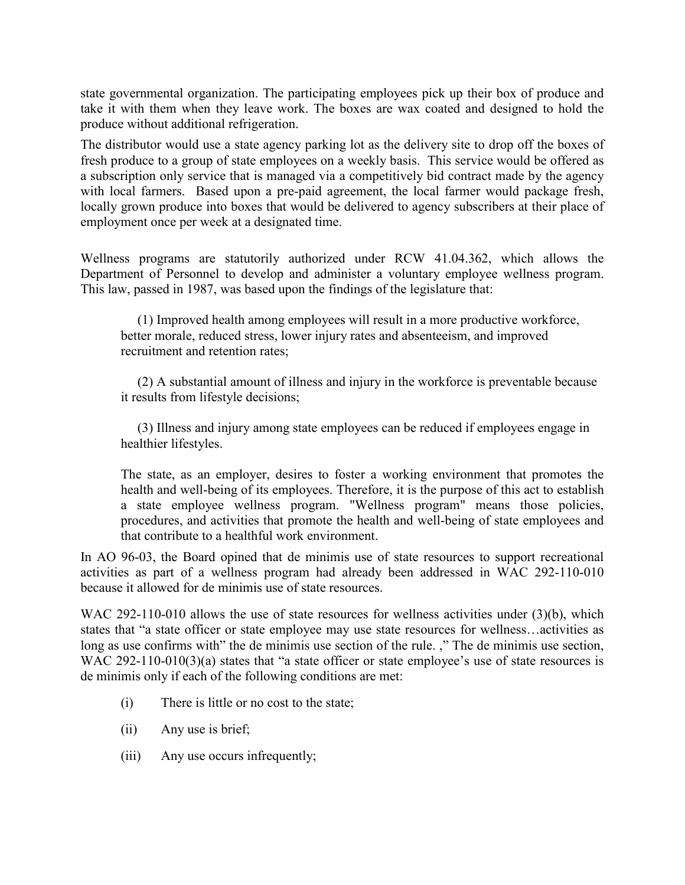state governmental organization. The participating employees pick up their box of produce and take it with them when they leave work. The boxes are wax coated and designed to hold the produce without additional refrigeration.

The distributor would use a state agency parking lot as the delivery site to drop off the boxes of fresh produce to a group of state employees on a weekly basis. This service would be offered as a subscription only service that is managed via a competitively bid contract made by the agency with local farmers. Based upon a pre-paid agreement, the local farmer would package fresh, locally grown produce into boxes that would be delivered to agency subscribers at their place of employment once per week at a designated time.

Wellness programs are statutorily authorized under RCW 41.04.362, which allows the Department of Personnel to develop and administer a voluntary employee wellness program. This law, passed in 1987, was based upon the findings of the legislature that:

> (1) Improved health among employees will result in a more productive workforce, better morale, reduced stress, lower injury rates and absenteeism, and improved recruitment and retention rates;
>
> (2) A substantial amount of illness and injury in the workforce is preventable because it results from lifestyle decisions;
>
> (3) Illness and injury among state employees can be reduced if employees engage in healthier lifestyles.
>
> The state, as an employer, desires to foster a working environment that promotes the health and well-being of its employees. Therefore, it is the purpose of this act to establish a state employee wellness program. "Wellness program" means those policies, procedures, and activities that promote the health and well-being of state employees and that contribute to a healthful work environment.

In AO 96-03, the Board opined that de minimis use of state resources to support recreational activities as part of a wellness program had already been addressed in WAC 292-110-010 because it allowed for de minimis use of state resources.

WAC 292-110-010 allows the use of state resources for wellness activities under (3)(b), which states that "a state officer or state employee may use state resources for wellness…activities as long as use confirms with" the de minimis use section of the rule. ," The de minimis use section, WAC 292-110-010(3)(a) states that "a state officer or state employee's use of state resources is de minimis only if each of the following conditions are met:

(i) There is little or no cost to the state;

(ii) Any use is brief;

(iii) Any use occurs infrequently;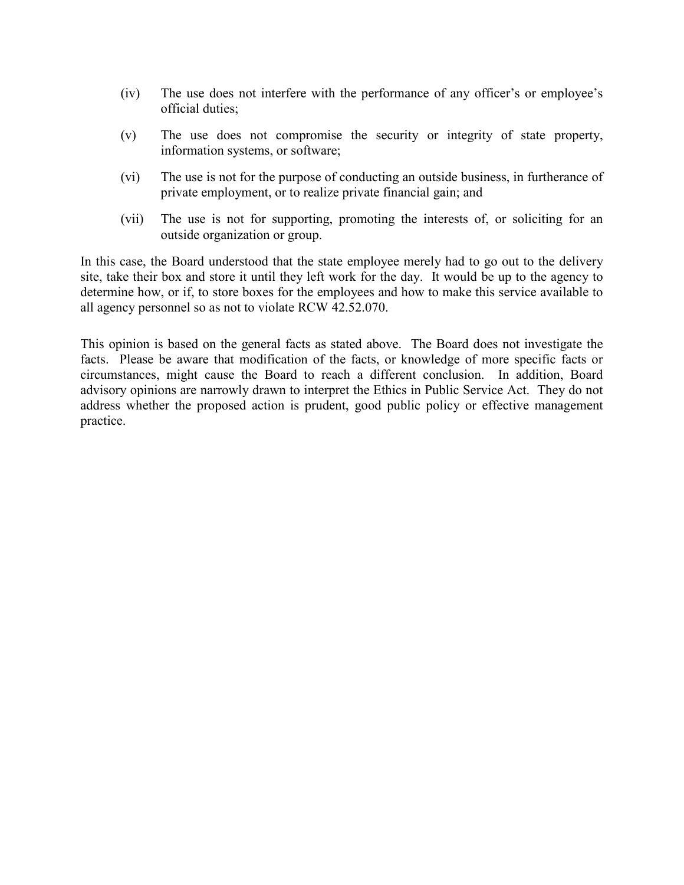(iv) The use does not interfere with the performance of any officer's or employee's official duties;

(v) The use does not compromise the security or integrity of state property, information systems, or software;

(vi) The use is not for the purpose of conducting an outside business, in furtherance of private employment, or to realize private financial gain; and

(vii) The use is not for supporting, promoting the interests of, or soliciting for an outside organization or group.

In this case, the Board understood that the state employee merely had to go out to the delivery site, take their box and store it until they left work for the day. It would be up to the agency to determine how, or if, to store boxes for the employees and how to make this service available to all agency personnel so as not to violate RCW 42.52.070.

This opinion is based on the general facts as stated above. The Board does not investigate the facts. Please be aware that modification of the facts, or knowledge of more specific facts or circumstances, might cause the Board to reach a different conclusion. In addition, Board advisory opinions are narrowly drawn to interpret the Ethics in Public Service Act. They do not address whether the proposed action is prudent, good public policy or effective management practice.